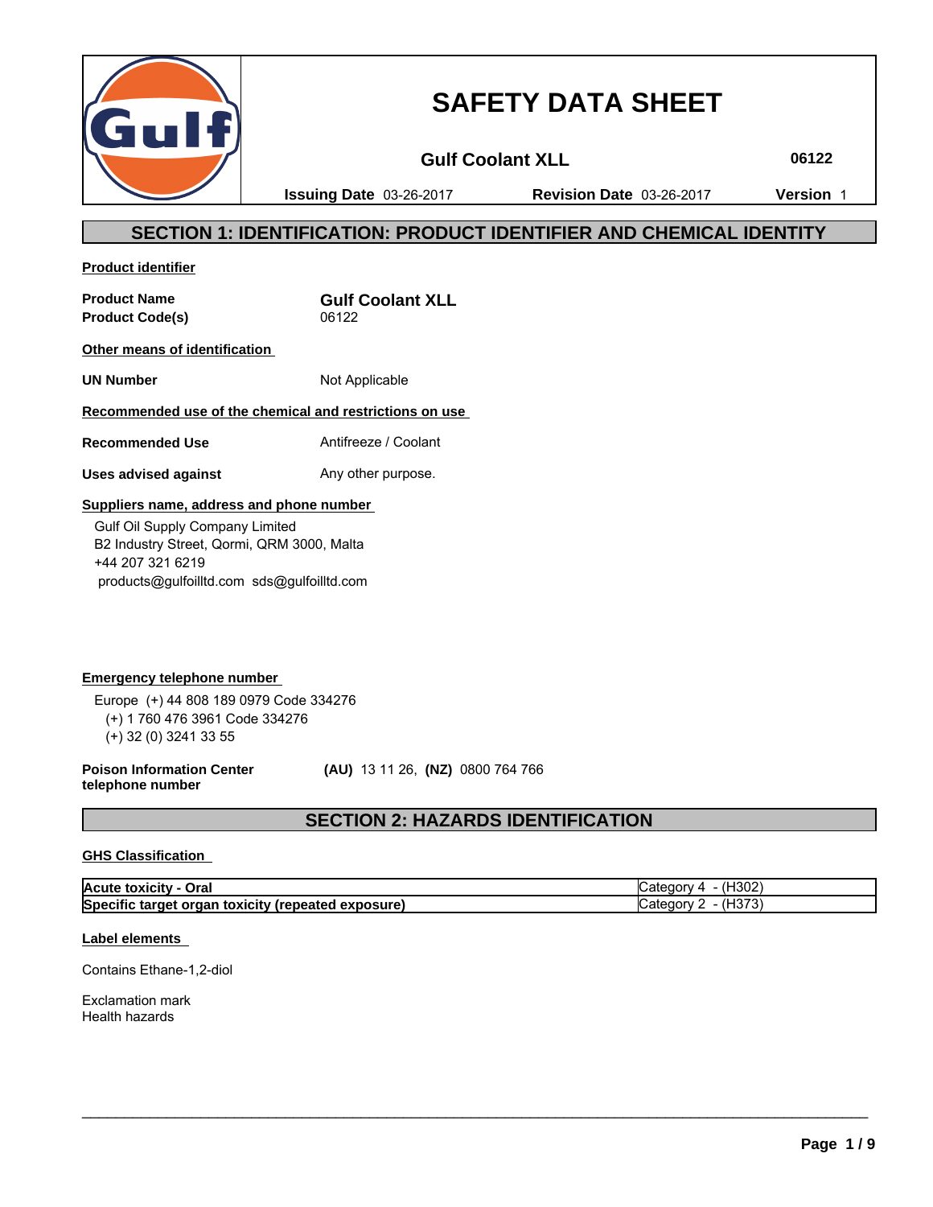# SAFETY DATA SHEET

**Gulf Coolant XLL** **06122**

**Issuing Date** 03-26-2017 **Revision Date** 03-26-2017 **Version** 1

## SECTION 1: IDENTIFICATION: PRODUCT IDENTIFIER AND CHEMICAL IDENTITY

**Product identifier**

**Product Name** **Gulf Coolant XLL**
**Product Code(s)** 06122

**Other means of identification**

**UN Number** Not Applicable

**Recommended use of the chemical and restrictions on use**

**Recommended Use** Antifreeze / Coolant

**Uses advised against** Any other purpose.

**Suppliers name, address and phone number**

Gulf Oil Supply Company Limited
B2 Industry Street, Qormi, QRM 3000, Malta
+44 207 321 6219
products@gulfoilltd.com sds@gulfoilltd.com

**Emergency telephone number**

Europe (+) 44 808 189 0979 Code 334276
(+) 1 760 476 3961 Code 334276
(+) 32 (0) 3241 33 55

**Poison Information Center telephone number** **(AU)** 13 11 26, **(NZ)** 0800 764 766

## SECTION 2: HAZARDS IDENTIFICATION

**GHS Classification**

| | |
|---|---|
| **Acute toxicity - Oral** | Category 4 - (H302) |
| **Specific target organ toxicity (repeated exposure)** | Category 2 - (H373) |

**Label elements**

Contains Ethane-1,2-diol

Exclamation mark
Health hazards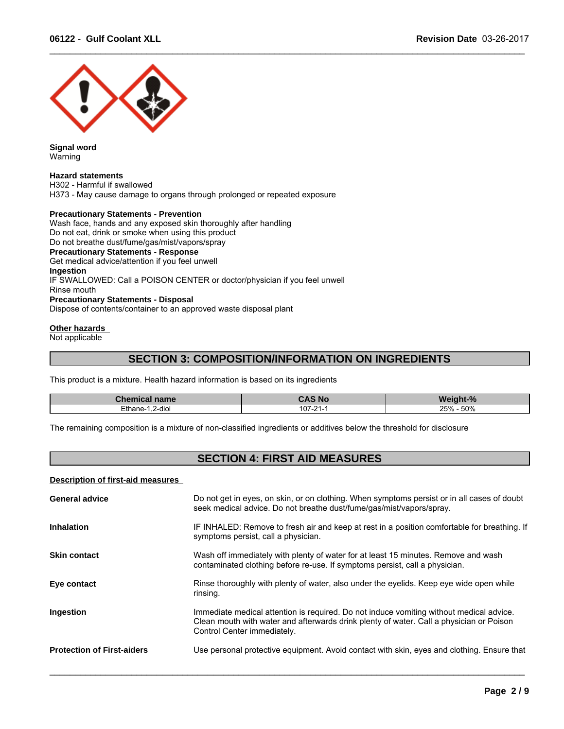**Signal word**
Warning

**Hazard statements**
H302 - Harmful if swallowed
H373 - May cause damage to organs through prolonged or repeated exposure

**Precautionary Statements - Prevention**
Wash face, hands and any exposed skin thoroughly after handling
Do not eat, drink or smoke when using this product
Do not breathe dust/fume/gas/mist/vapors/spray
**Precautionary Statements - Response**
Get medical advice/attention if you feel unwell
**Ingestion**
IF SWALLOWED: Call a POISON CENTER or doctor/physician if you feel unwell
Rinse mouth
**Precautionary Statements - Disposal**
Dispose of contents/container to an approved waste disposal plant

**Other hazards**
Not applicable

## SECTION 3: COMPOSITION/INFORMATION ON INGREDIENTS

This product is a mixture. Health hazard information is based on its ingredients

| Chemical name | CAS No | Weight-% |
|---|---|---|
| Ethane-1,2-diol | 107-21-1 | 25% - 50% |

The remaining composition is a mixture of non-classified ingredients or additives below the threshold for disclosure

## SECTION 4: FIRST AID MEASURES

**Description of first-aid measures**

**General advice**
Do not get in eyes, on skin, or on clothing. When symptoms persist or in all cases of doubt seek medical advice. Do not breathe dust/fume/gas/mist/vapors/spray.

**Inhalation**
IF INHALED: Remove to fresh air and keep at rest in a position comfortable for breathing. If symptoms persist, call a physician.

**Skin contact**
Wash off immediately with plenty of water for at least 15 minutes. Remove and wash contaminated clothing before re-use. If symptoms persist, call a physician.

**Eye contact**
Rinse thoroughly with plenty of water, also under the eyelids. Keep eye wide open while rinsing.

**Ingestion**
Immediate medical attention is required. Do not induce vomiting without medical advice. Clean mouth with water and afterwards drink plenty of water. Call a physician or Poison Control Center immediately.

**Protection of First-aiders**
Use personal protective equipment. Avoid contact with skin, eyes and clothing. Ensure that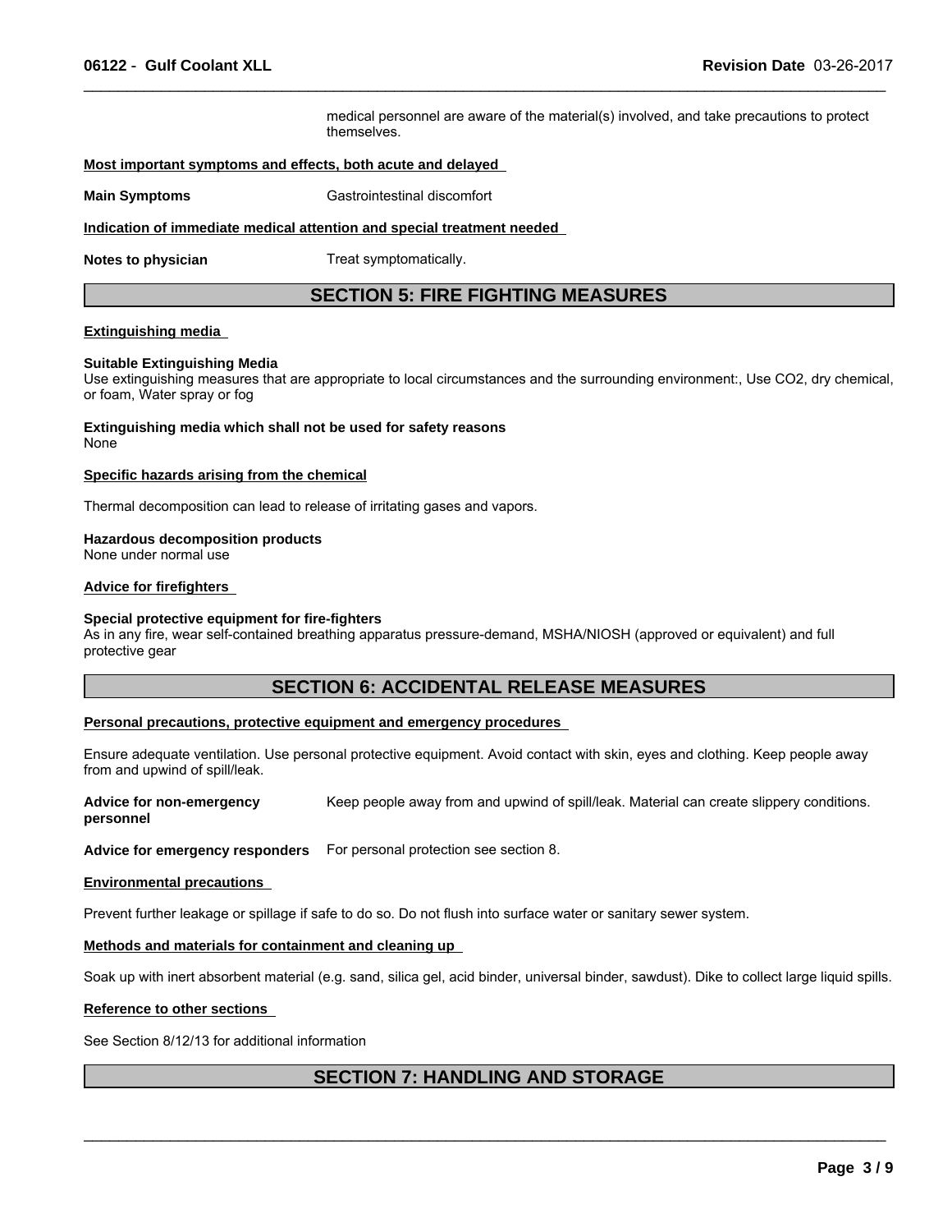medical personnel are aware of the material(s) involved, and take precautions to protect themselves.

**Most important symptoms and effects, both acute and delayed**

**Main Symptoms** Gastrointestinal discomfort

**Indication of immediate medical attention and special treatment needed**

**Notes to physician** Treat symptomatically.

## SECTION 5: FIRE FIGHTING MEASURES

**Extinguishing media**

**Suitable Extinguishing Media**
Use extinguishing measures that are appropriate to local circumstances and the surrounding environment:, Use $CO_2$, dry chemical, or foam, Water spray or fog

**Extinguishing media which shall not be used for safety reasons**
None

**Specific hazards arising from the chemical**

Thermal decomposition can lead to release of irritating gases and vapors.

**Hazardous decomposition products**
None under normal use

**Advice for firefighters**

**Special protective equipment for fire-fighters**
As in any fire, wear self-contained breathing apparatus pressure-demand, MSHA/NIOSH (approved or equivalent) and full protective gear

## SECTION 6: ACCIDENTAL RELEASE MEASURES

**Personal precautions, protective equipment and emergency procedures**

Ensure adequate ventilation. Use personal protective equipment. Avoid contact with skin, eyes and clothing. Keep people away from and upwind of spill/leak.

**Advice for non-emergency personnel** Keep people away from and upwind of spill/leak. Material can create slippery conditions.

**Advice for emergency responders** For personal protection see section 8.

**Environmental precautions**

Prevent further leakage or spillage if safe to do so. Do not flush into surface water or sanitary sewer system.

**Methods and materials for containment and cleaning up**

Soak up with inert absorbent material (e.g. sand, silica gel, acid binder, universal binder, sawdust). Dike to collect large liquid spills.

**Reference to other sections**

See Section 8/12/13 for additional information

## SECTION 7: HANDLING AND STORAGE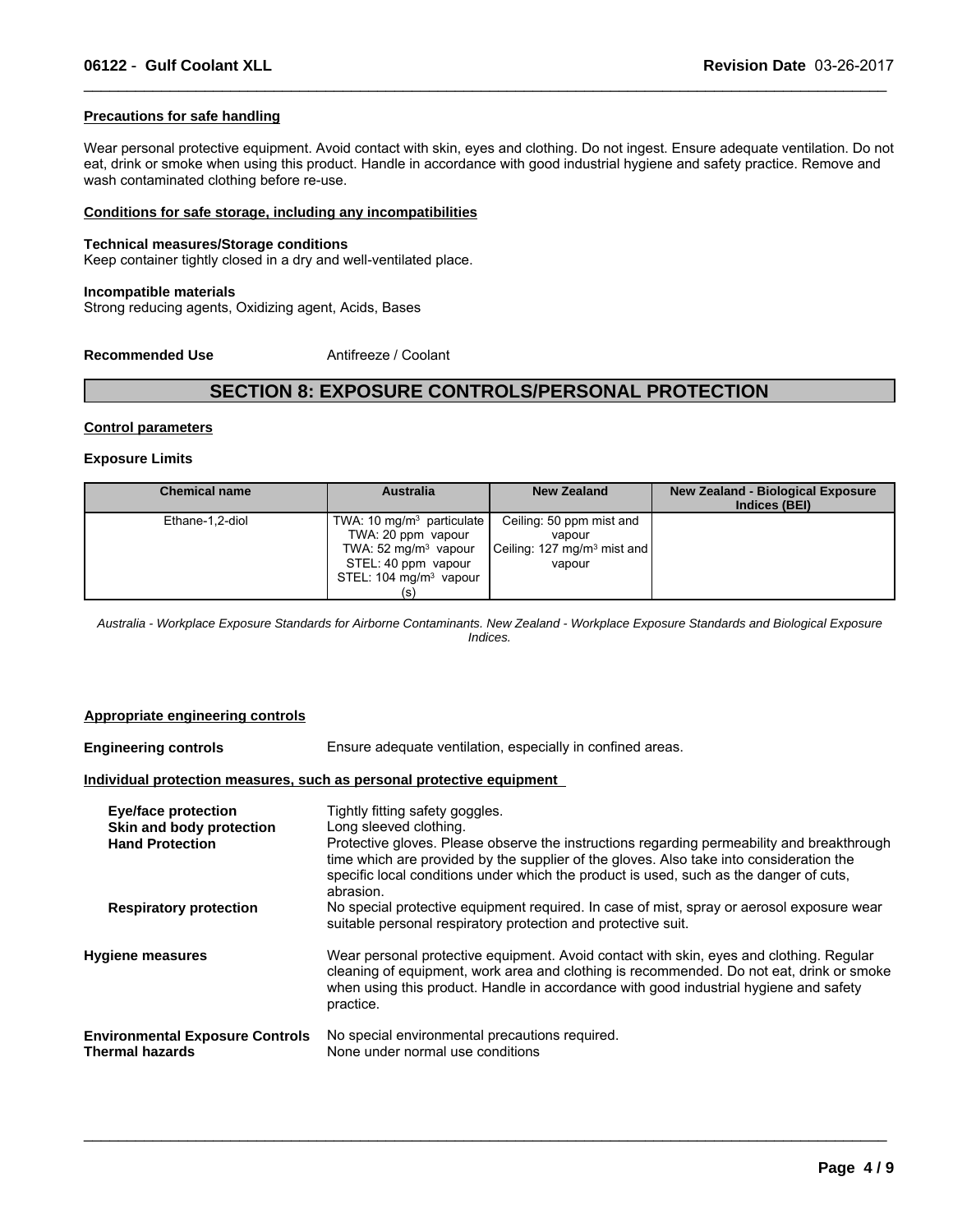**Precautions for safe handling**

Wear personal protective equipment. Avoid contact with skin, eyes and clothing. Do not ingest. Ensure adequate ventilation. Do not eat, drink or smoke when using this product. Handle in accordance with good industrial hygiene and safety practice. Remove and wash contaminated clothing before re-use.

**Conditions for safe storage, including any incompatibilities**

**Technical measures/Storage conditions**
Keep container tightly closed in a dry and well-ventilated place.

**Incompatible materials**
Strong reducing agents, Oxidizing agent, Acids, Bases

**Recommended Use** Antifreeze / Coolant

# SECTION 8: EXPOSURE CONTROLS/PERSONAL PROTECTION

**Control parameters**

**Exposure Limits**

| Chemical name | Australia | New Zealand | New Zealand - Biological Exposure Indices (BEI) |
|---|---|---|---|
| Ethane-1,2-diol | TWA: 10 mg/m³ particulate<br>TWA: 20 ppm vapour<br>TWA: 52 mg/m³ vapour<br>STEL: 40 ppm vapour<br>STEL: 104 mg/m³ vapour<br>(s) | Ceiling: 50 ppm mist and vapour<br>Ceiling: 127 mg/m³ mist and vapour | |

*Australia - Workplace Exposure Standards for Airborne Contaminants. New Zealand - Workplace Exposure Standards and Biological Exposure Indices.*

**Appropriate engineering controls**

**Engineering controls** Ensure adequate ventilation, especially in confined areas.

**Individual protection measures, such as personal protective equipment**

**Eye/face protection** Tightly fitting safety goggles.

**Skin and body protection** Long sleeved clothing.

**Hand Protection** Protective gloves. Please observe the instructions regarding permeability and breakthrough time which are provided by the supplier of the gloves. Also take into consideration the specific local conditions under which the product is used, such as the danger of cuts, abrasion.

**Respiratory protection** No special protective equipment required. In case of mist, spray or aerosol exposure wear suitable personal respiratory protection and protective suit.

**Hygiene measures** Wear personal protective equipment. Avoid contact with skin, eyes and clothing. Regular cleaning of equipment, work area and clothing is recommended. Do not eat, drink or smoke when using this product. Handle in accordance with good industrial hygiene and safety practice.

**Environmental Exposure Controls** No special environmental precautions required.

**Thermal hazards** None under normal use conditions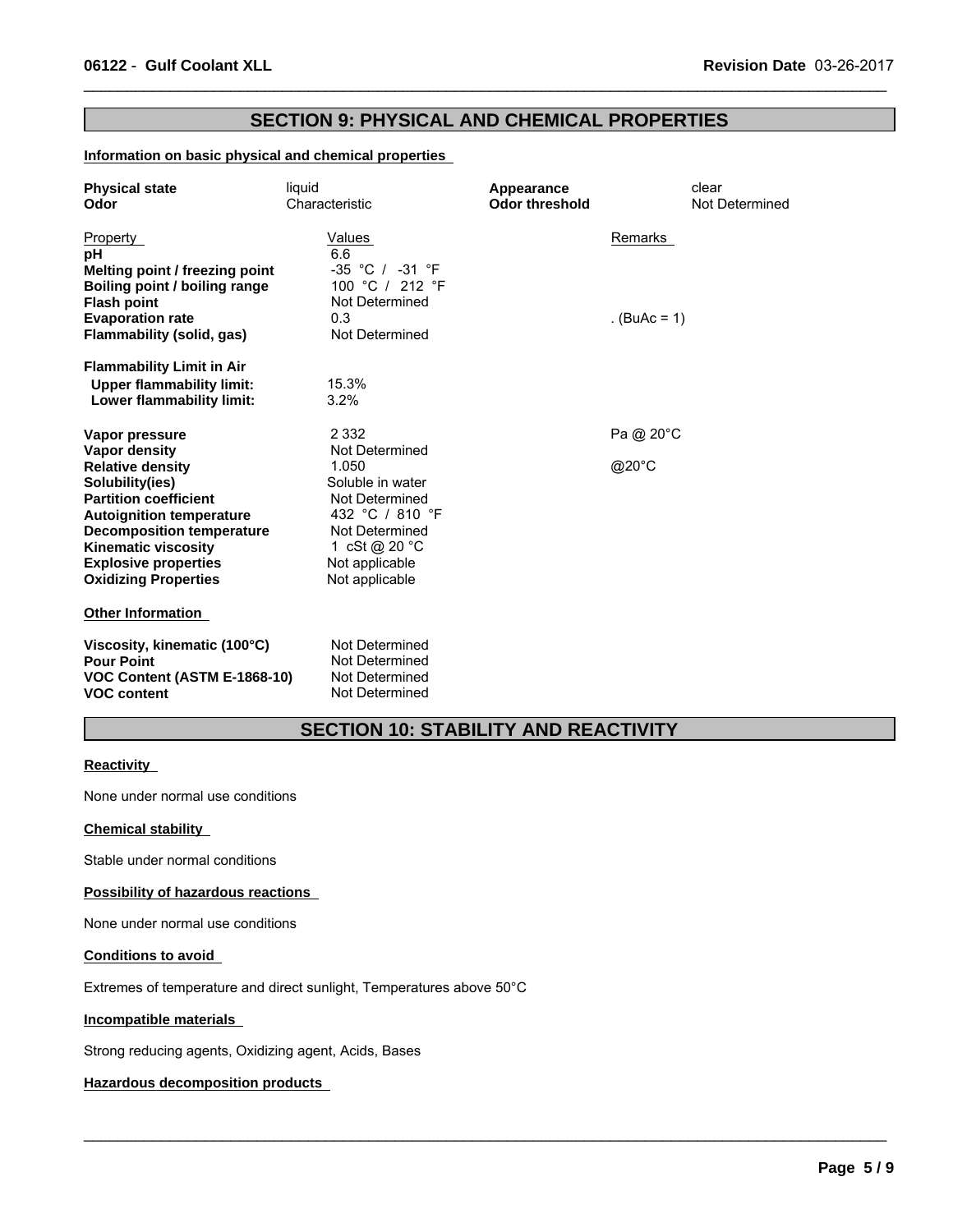## SECTION 9: PHYSICAL AND CHEMICAL PROPERTIES

### Information on basic physical and chemical properties

| | | | |
|---|---|---|---|
| **Physical state** | liquid | **Appearance** | clear |
| **Odor** | Characteristic | **Odor threshold** | Not Determined |

| Property | Values | Remarks |
|---|---|---|
| **pH** | 6.6 | |
| **Melting point / freezing point** | -35 °C / -31 °F | |
| **Boiling point / boiling range** | 100 °C / 212 °F | |
| **Flash point** | Not Determined | |
| **Evaporation rate** | 0.3 | . (BuAc = 1) |
| **Flammability (solid, gas)** | Not Determined | |
| **Flammability Limit in Air** | | |
| **Upper flammability limit:** | 15.3% | |
| **Lower flammability limit:** | 3.2% | |
| **Vapor pressure** | 2 332 | Pa @ 20°C |
| **Vapor density** | Not Determined | |
| **Relative density** | 1.050 | @20°C |
| **Solubility(ies)** | Soluble in water | |
| **Partition coefficient** | Not Determined | |
| **Autoignition temperature** | 432 °C / 810 °F | |
| **Decomposition temperature** | Not Determined | |
| **Kinematic viscosity** | 1 cSt @ 20 °C | |
| **Explosive properties** | Not applicable | |
| **Oxidizing Properties** | Not applicable | |

### Other Information

| | |
|---|---|
| **Viscosity, kinematic (100°C)** | Not Determined |
| **Pour Point** | Not Determined |
| **VOC Content (ASTM E-1868-10)** | Not Determined |
| **VOC content** | Not Determined |

## SECTION 10: STABILITY AND REACTIVITY

### Reactivity

None under normal use conditions

### Chemical stability

Stable under normal conditions

### Possibility of hazardous reactions

None under normal use conditions

### Conditions to avoid

Extremes of temperature and direct sunlight, Temperatures above 50°C

### Incompatible materials

Strong reducing agents, Oxidizing agent, Acids, Bases

### Hazardous decomposition products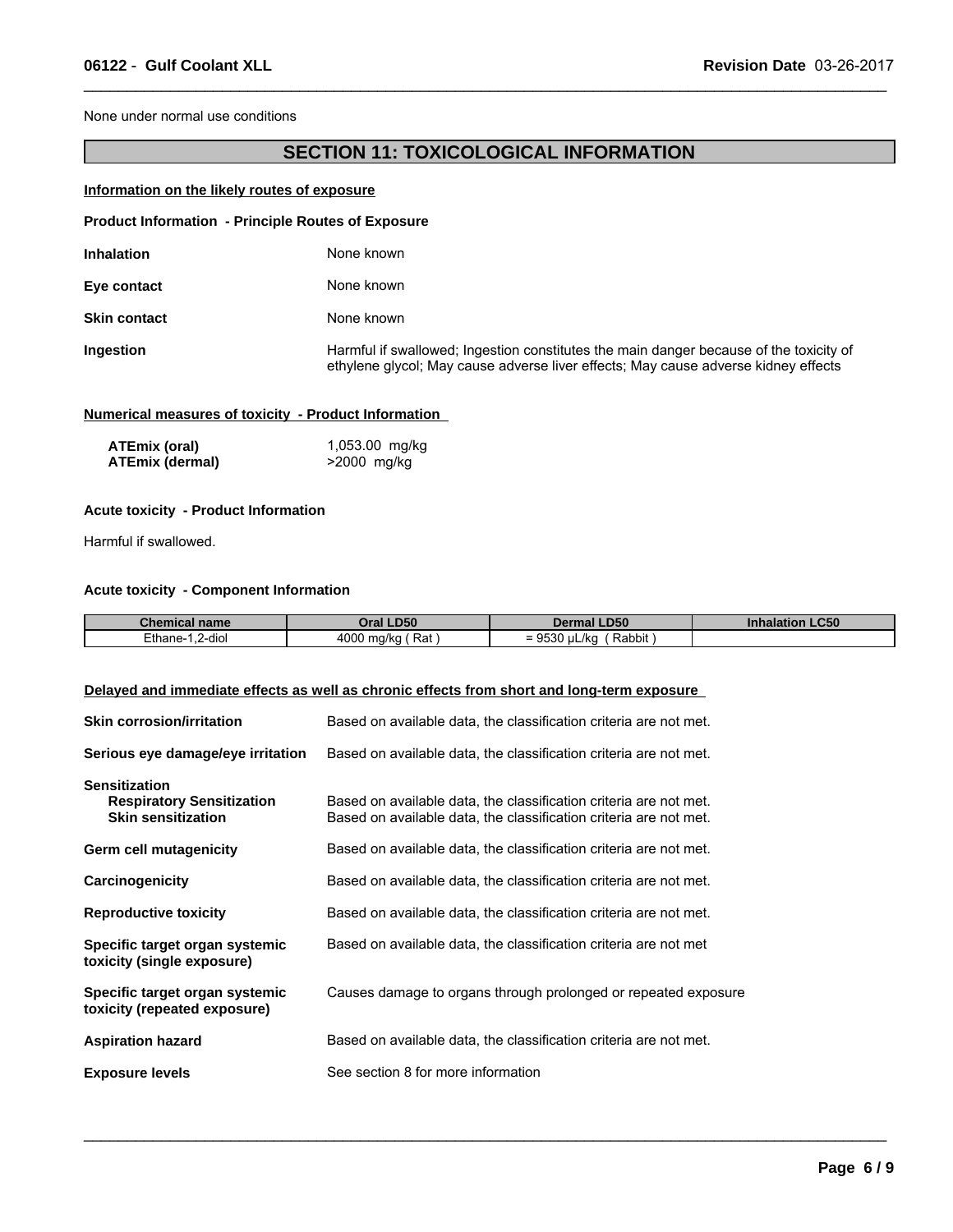None under normal use conditions

## SECTION 11: TOXICOLOGICAL INFORMATION

**Information on the likely routes of exposure**

**Product Information - Principle Routes of Exposure**

**Inhalation** None known

**Eye contact** None known

**Skin contact** None known

**Ingestion** Harmful if swallowed; Ingestion constitutes the main danger because of the toxicity of ethylene glycol; May cause adverse liver effects; May cause adverse kidney effects

**Numerical measures of toxicity - Product Information**

**ATEmix (oral)** 1,053.00 mg/kg
**ATEmix (dermal)** >2000 mg/kg

**Acute toxicity - Product Information**

Harmful if swallowed.

**Acute toxicity - Component Information**

| Chemical name | Oral LD50 | Dermal LD50 | Inhalation LC50 |
|---|---|---|---|
| Ethane-1,2-diol | 4000 mg/kg ( Rat ) | = 9530 µL/kg ( Rabbit ) | |

**Delayed and immediate effects as well as chronic effects from short and long-term exposure**

**Skin corrosion/irritation** Based on available data, the classification criteria are not met.

**Serious eye damage/eye irritation** Based on available data, the classification criteria are not met.

**Sensitization**
**Respiratory Sensitization** Based on available data, the classification criteria are not met.
**Skin sensitization** Based on available data, the classification criteria are not met.

**Germ cell mutagenicity** Based on available data, the classification criteria are not met.

**Carcinogenicity** Based on available data, the classification criteria are not met.

**Reproductive toxicity** Based on available data, the classification criteria are not met.

**Specific target organ systemic toxicity (single exposure)** Based on available data, the classification criteria are not met

**Specific target organ systemic toxicity (repeated exposure)** Causes damage to organs through prolonged or repeated exposure

**Aspiration hazard** Based on available data, the classification criteria are not met.

**Exposure levels** See section 8 for more information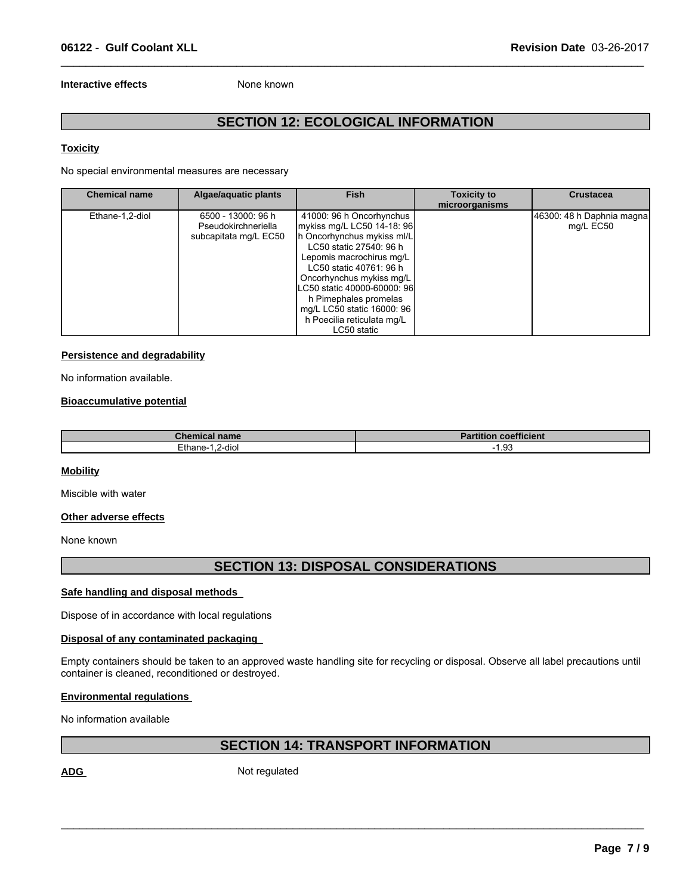**Interactive effects** None known

## SECTION 12: ECOLOGICAL INFORMATION

### Toxicity

No special environmental measures are necessary

| Chemical name | Algae/aquatic plants | Fish | Toxicity to microorganisms | Crustacea |
|---|---|---|---|---|
| Ethane-1,2-diol | 6500 - 13000: 96 h Pseudokirchneriella subcapitata mg/L EC50 | 41000: 96 h Oncorhynchus mykiss mg/L LC50 14-18: 96 h Oncorhynchus mykiss ml/L LC50 static 27540: 96 h Lepomis macrochirus mg/L LC50 static 40761: 96 h Oncorhynchus mykiss mg/L LC50 static 40000-60000: 96 h Pimephales promelas mg/L LC50 static 16000: 96 h Poecilia reticulata mg/L LC50 static | | 46300: 48 h Daphnia magna mg/L EC50 |

### Persistence and degradability

No information available.

### Bioaccumulative potential

| Chemical name | Partition coefficient |
|---|---|
| Ethane-1,2-diol | -1.93 |

### Mobility

Miscible with water

### Other adverse effects

None known

## SECTION 13: DISPOSAL CONSIDERATIONS

### Safe handling and disposal methods

Dispose of in accordance with local regulations

### Disposal of any contaminated packaging

Empty containers should be taken to an approved waste handling site for recycling or disposal. Observe all label precautions until container is cleaned, reconditioned or destroyed.

### Environmental regulations

No information available

## SECTION 14: TRANSPORT INFORMATION

**ADG** Not regulated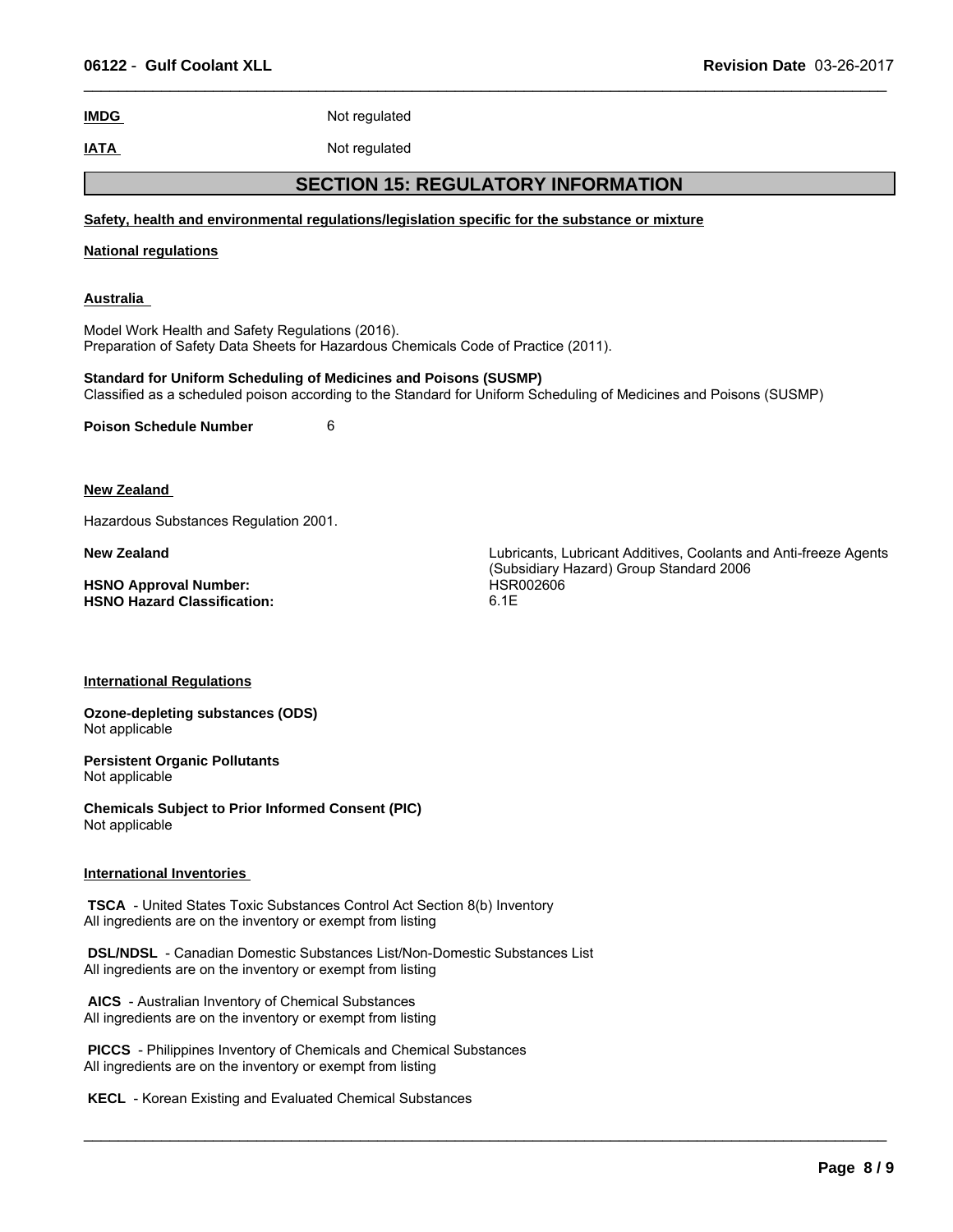**IMDG** Not regulated

**IATA** Not regulated

## SECTION 15: REGULATORY INFORMATION

**Safety, health and environmental regulations/legislation specific for the substance or mixture**

**National regulations**

**Australia**

Model Work Health and Safety Regulations (2016).
Preparation of Safety Data Sheets for Hazardous Chemicals Code of Practice (2011).

**Standard for Uniform Scheduling of Medicines and Poisons (SUSMP)**
Classified as a scheduled poison according to the Standard for Uniform Scheduling of Medicines and Poisons (SUSMP)

**Poison Schedule Number** 6

**New Zealand**

Hazardous Substances Regulation 2001.

| | |
|---|---|
| **New Zealand** | Lubricants, Lubricant Additives, Coolants and Anti-freeze Agents (Subsidiary Hazard) Group Standard 2006 |
| **HSNO Approval Number:** | HSR002606 |
| **HSNO Hazard Classification:** | 6.1E |

**International Regulations**

**Ozone-depleting substances (ODS)**
Not applicable

**Persistent Organic Pollutants**
Not applicable

**Chemicals Subject to Prior Informed Consent (PIC)**
Not applicable

**International Inventories**

**TSCA** - United States Toxic Substances Control Act Section 8(b) Inventory
All ingredients are on the inventory or exempt from listing

**DSL/NDSL** - Canadian Domestic Substances List/Non-Domestic Substances List
All ingredients are on the inventory or exempt from listing

**AICS** - Australian Inventory of Chemical Substances
All ingredients are on the inventory or exempt from listing

**PICCS** - Philippines Inventory of Chemicals and Chemical Substances
All ingredients are on the inventory or exempt from listing

**KECL** - Korean Existing and Evaluated Chemical Substances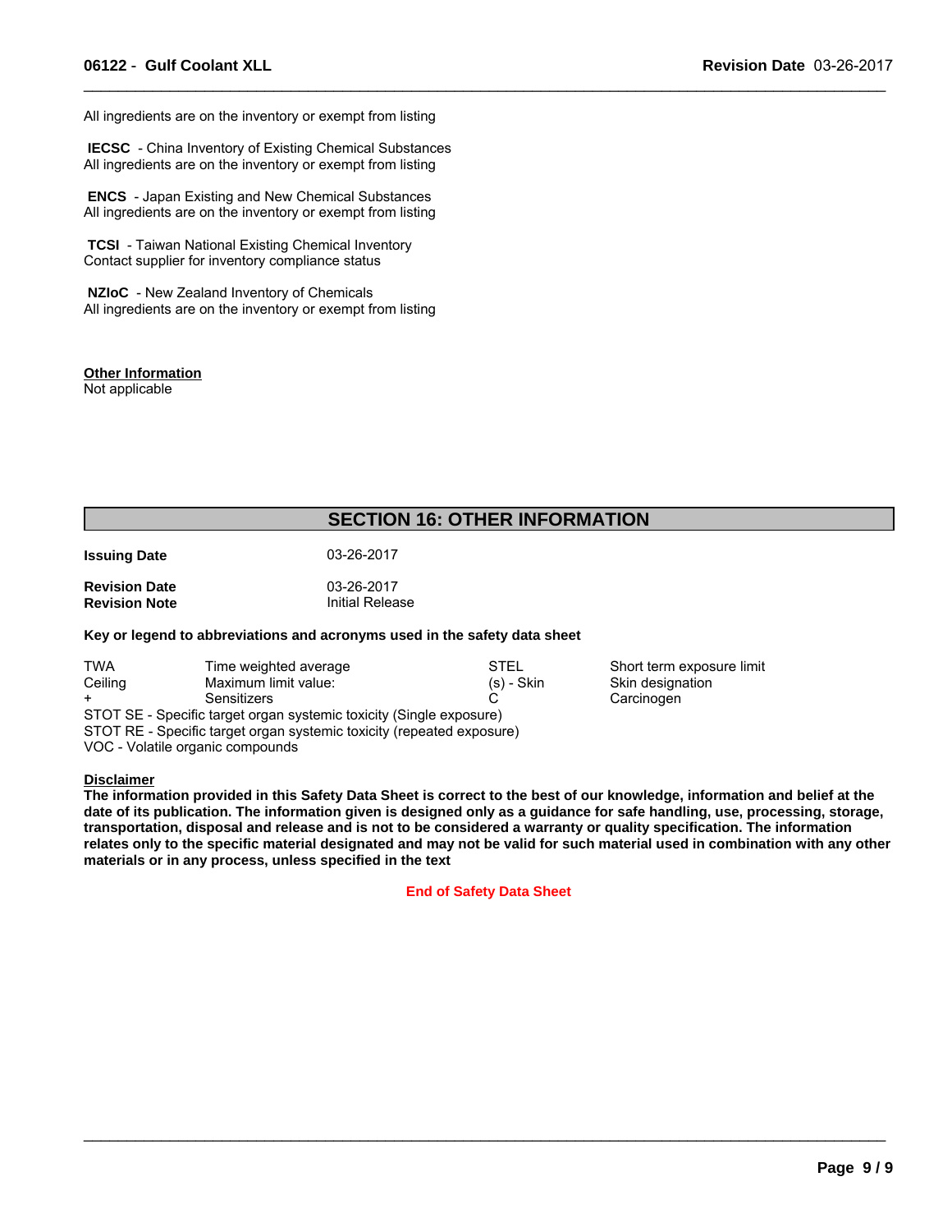All ingredients are on the inventory or exempt from listing

**IECSC** - China Inventory of Existing Chemical Substances
All ingredients are on the inventory or exempt from listing

**ENCS** - Japan Existing and New Chemical Substances
All ingredients are on the inventory or exempt from listing

**TCSI** - Taiwan National Existing Chemical Inventory
Contact supplier for inventory compliance status

**NZIoC** - New Zealand Inventory of Chemicals
All ingredients are on the inventory or exempt from listing

**Other Information**
Not applicable

## SECTION 16: OTHER INFORMATION

**Issuing Date** 03-26-2017

**Revision Date** 03-26-2017
**Revision Note** Initial Release

**Key or legend to abbreviations and acronyms used in the safety data sheet**

| | | | |
|---|---|---|---|
| TWA | Time weighted average | STEL | Short term exposure limit |
| Ceiling | Maximum limit value: | (s) - Skin | Skin designation |
| + | Sensitizers | C | Carcinogen |

STOT SE - Specific target organ systemic toxicity (Single exposure)
STOT RE - Specific target organ systemic toxicity (repeated exposure)
VOC - Volatile organic compounds

**Disclaimer**
**The information provided in this Safety Data Sheet is correct to the best of our knowledge, information and belief at the date of its publication. The information given is designed only as a guidance for safe handling, use, processing, storage, transportation, disposal and release and is not to be considered a warranty or quality specification. The information relates only to the specific material designated and may not be valid for such material used in combination with any other materials or in any process, unless specified in the text**

**End of Safety Data Sheet**